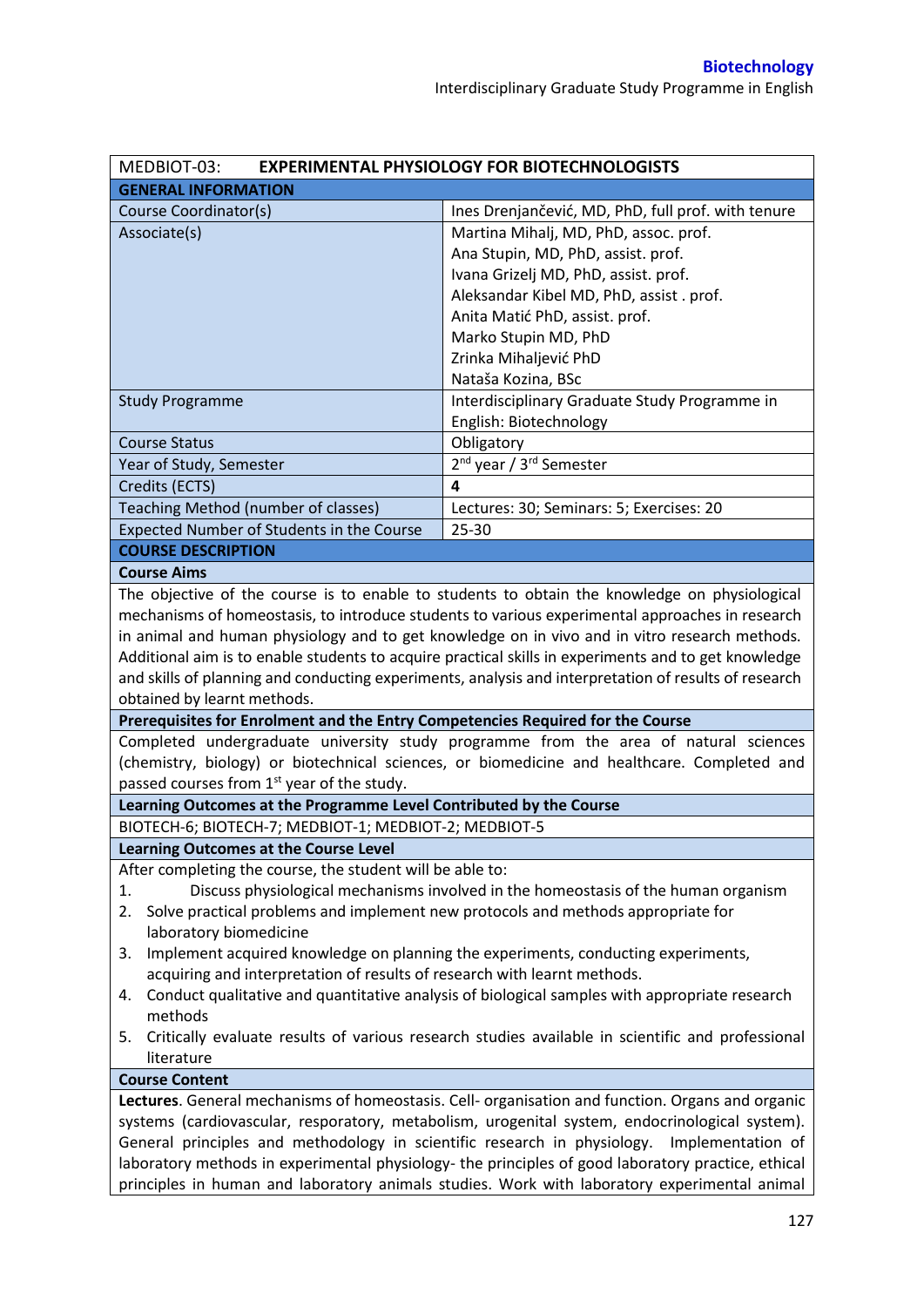| MEDBIOT-03: | **EXPERIMENTAL PHYSIOLOGY FOR BIOTECHNOLOGISTS** |
|---|---|
| **GENERAL INFORMATION** | |
| Course Coordinator(s) | Ines Drenjančević, MD, PhD, full prof. with tenure |
| Associate(s) | Martina Mihalj, MD, PhD, assoc. prof.<br>Ana Stupin, MD, PhD, assist. prof.<br>Ivana Grizelj MD, PhD, assist. prof.<br>Aleksandar Kibel MD, PhD, assist . prof.<br>Anita Matić PhD, assist. prof.<br>Marko Stupin MD, PhD<br>Zrinka Mihaljević PhD<br>Nataša Kozina, BSc |
| Study Programme | Interdisciplinary Graduate Study Programme in English: Biotechnology |
| Course Status | Obligatory |
| Year of Study, Semester | 2nd year / 3rd Semester |
| Credits (ECTS) | **4** |
| Teaching Method (number of classes) | Lectures: 30; Seminars: 5; Exercises: 20 |
| Expected Number of Students in the Course | 25-30 |

**COURSE DESCRIPTION**

**Course Aims**

The objective of the course is to enable to students to obtain the knowledge on physiological mechanisms of homeostasis, to introduce students to various experimental approaches in research in animal and human physiology and to get knowledge on in vivo and in vitro research methods. Additional aim is to enable students to acquire practical skills in experiments and to get knowledge and skills of planning and conducting experiments, analysis and interpretation of results of research obtained by learnt methods.

**Prerequisites for Enrolment and the Entry Competencies Required for the Course**

Completed undergraduate university study programme from the area of natural sciences (chemistry, biology) or biotechnical sciences, or biomedicine and healthcare. Completed and passed courses from 1st year of the study.

**Learning Outcomes at the Programme Level Contributed by the Course**

BIOTECH-6; BIOTECH-7; MEDBIOT-1; MEDBIOT-2; MEDBIOT-5

**Learning Outcomes at the Course Level**

After completing the course, the student will be able to:

1. Discuss physiological mechanisms involved in the homeostasis of the human organism
2. Solve practical problems and implement new protocols and methods appropriate for laboratory biomedicine
3. Implement acquired knowledge on planning the experiments, conducting experiments, acquiring and interpretation of results of research with learnt methods.
4. Conduct qualitative and quantitative analysis of biological samples with appropriate research methods
5. Critically evaluate results of various research studies available in scientific and professional literature

**Course Content**

**Lectures**. General mechanisms of homeostasis. Cell- organisation and function. Organs and organic systems (cardiovascular, resporatory, metabolism, urogenital system, endocrinological system). General principles and methodology in scientific research in physiology. Implementation of laboratory methods in experimental physiology- the principles of good laboratory practice, ethical principles in human and laboratory animals studies. Work with laboratory experimental animal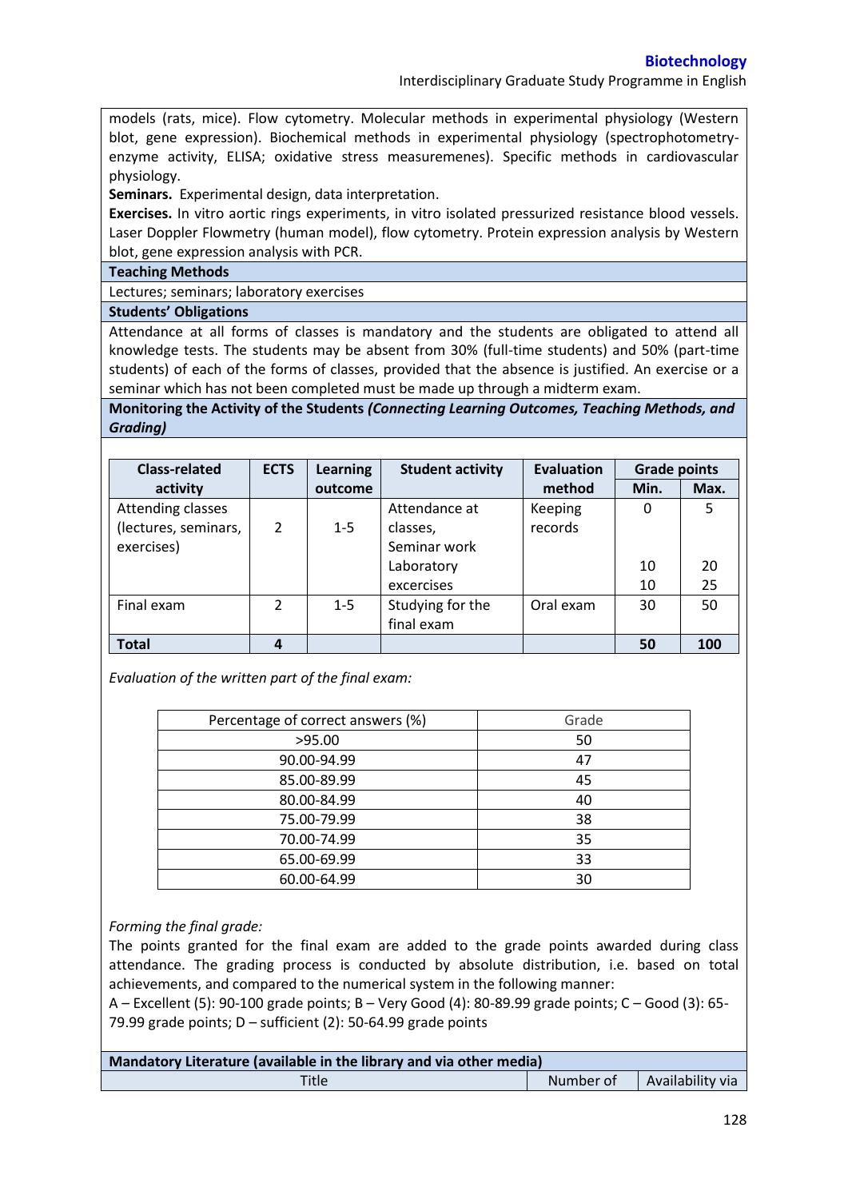models (rats, mice). Flow cytometry. Molecular methods in experimental physiology (Western blot, gene expression). Biochemical methods in experimental physiology (spectrophotometry-enzyme activity, ELISA; oxidative stress measuremenes). Specific methods in cardiovascular physiology.

**Seminars.** Experimental design, data interpretation.

**Exercises.** In vitro aortic rings experiments, in vitro isolated pressurized resistance blood vessels. Laser Doppler Flowmetry (human model), flow cytometry. Protein expression analysis by Western blot, gene expression analysis with PCR.

**Teaching Methods**

Lectures; seminars; laboratory exercises

**Students' Obligations**

Attendance at all forms of classes is mandatory and the students are obligated to attend all knowledge tests. The students may be absent from 30% (full-time students) and 50% (part-time students) of each of the forms of classes, provided that the absence is justified. An exercise or a seminar which has not been completed must be made up through a midterm exam.

**Monitoring the Activity of the Students *(Connecting Learning Outcomes, Teaching Methods, and Grading)***

| Class-related activity | ECTS | Learning outcome | Student activity | Evaluation method | Grade points | |
|---|---|---|---|---|---|---|
| | | | | | Min. | Max. |
| Attending classes (lectures, seminars, exercises) | 2 | 1-5 | Attendance at classes, | Keeping records | 0 | 5 |
| | | | Seminar work | | 10 | 20 |
| | | | Laboratory excercises | | 10 | 25 |
| Final exam | 2 | 1-5 | Studying for the final exam | Oral exam | 30 | 50 |
| **Total** | **4** | | | | **50** | **100** |

*Evaluation of the written part of the final exam:*

| Percentage of correct answers (%) | Grade |
|---|---|
| >95.00 | 50 |
| 90.00-94.99 | 47 |
| 85.00-89.99 | 45 |
| 80.00-84.99 | 40 |
| 75.00-79.99 | 38 |
| 70.00-74.99 | 35 |
| 65.00-69.99 | 33 |
| 60.00-64.99 | 30 |

*Forming the final grade:*

The points granted for the final exam are added to the grade points awarded during class attendance. The grading process is conducted by absolute distribution, i.e. based on total achievements, and compared to the numerical system in the following manner:

A – Excellent (5): 90-100 grade points; B – Very Good (4): 80-89.99 grade points; C – Good (3): 65-79.99 grade points; D – sufficient (2): 50-64.99 grade points

**Mandatory Literature (available in the library and via other media)**

| Title | Number of | Availability via |
|---|---|---|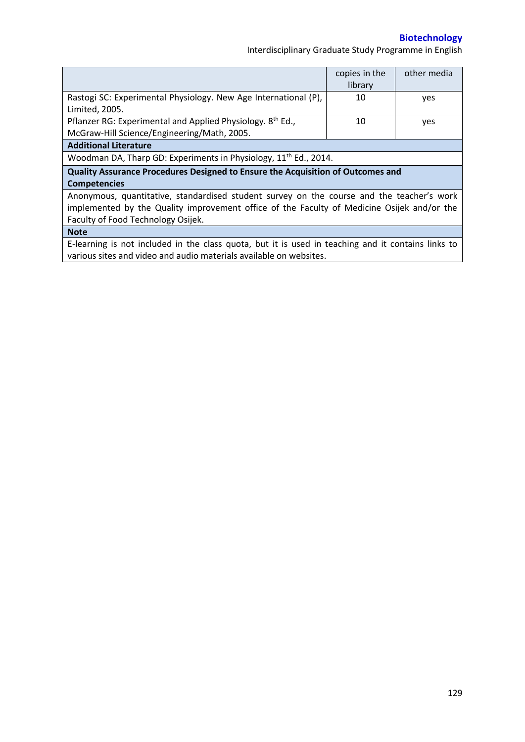| | copies in the library | other media |
|---|---|---|
| Rastogi SC: Experimental Physiology. New Age International (P), Limited, 2005. | 10 | yes |
| Pflanzer RG: Experimental and Applied Physiology. 8th Ed., McGraw-Hill Science/Engineering/Math, 2005. | 10 | yes |

**Additional Literature**

Woodman DA, Tharp GD: Experiments in Physiology, 11th Ed., 2014.

**Quality Assurance Procedures Designed to Ensure the Acquisition of Outcomes and Competencies**

Anonymous, quantitative, standardised student survey on the course and the teacher's work implemented by the Quality improvement office of the Faculty of Medicine Osijek and/or the Faculty of Food Technology Osijek.

**Note**

E-learning is not included in the class quota, but it is used in teaching and it contains links to various sites and video and audio materials available on websites.